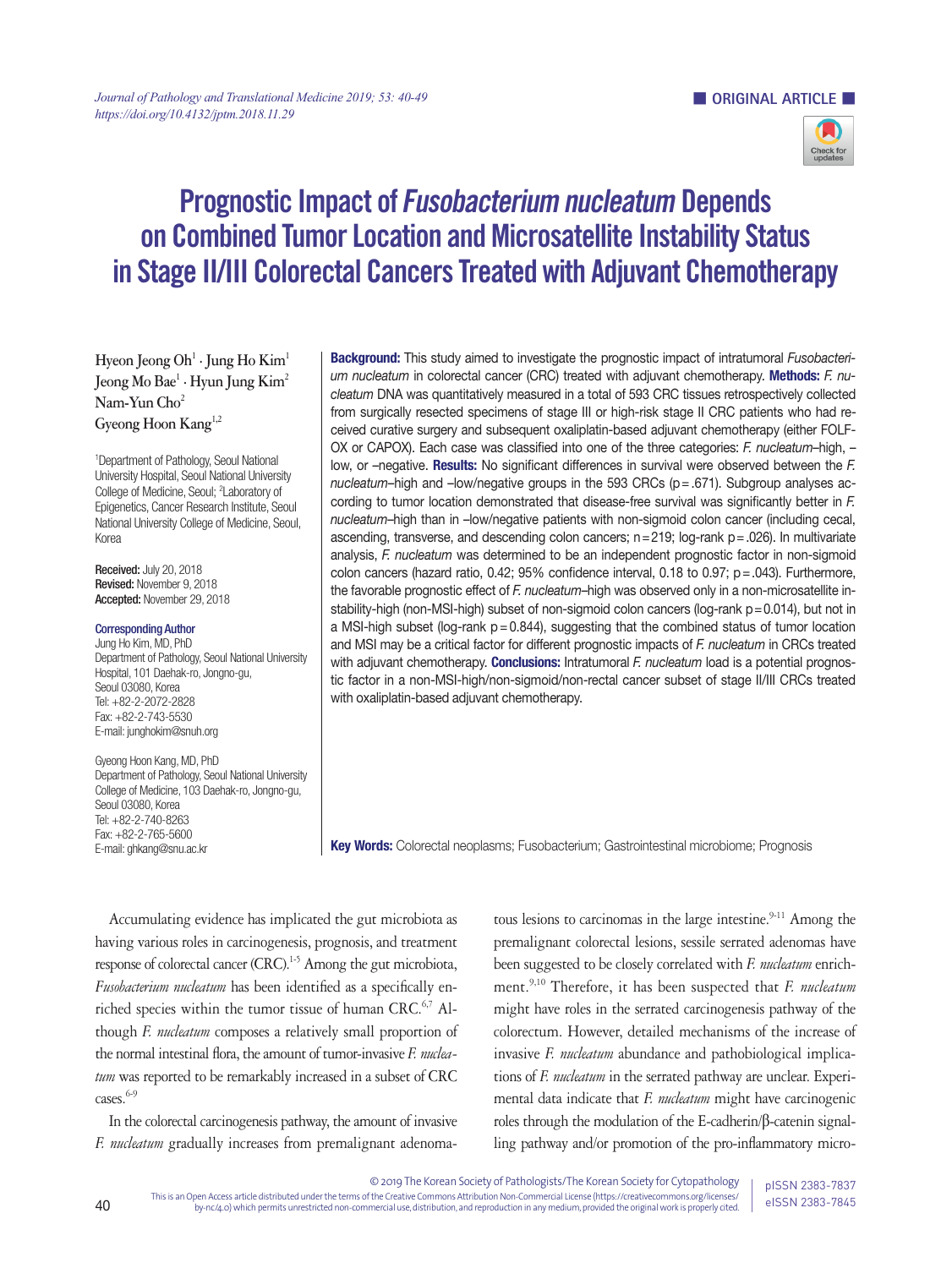ORIGINAL ARTICLE

# Prognostic Impact of *Fusobacterium nucleatum* Depends on Combined Tumor Location and Microsatellite Instability Status in Stage II/III Colorectal Cancers Treated with Adjuvant Chemotherapy

Hyeon Jeong Oh[1] · Jung Ho Kim[1]
Jeong Mo Bae[1] · Hyun Jung Kim[2]
Nam-Yun Cho[2]
Gyeong Hoon Kang[1,2]

[1]Department of Pathology, Seoul National University Hospital, Seoul National University College of Medicine, Seoul; [2]Laboratory of Epigenetics, Cancer Research Institute, Seoul National University College of Medicine, Seoul, Korea

**Received:** July 20, 2018
**Revised:** November 9, 2018
**Accepted:** November 29, 2018

**Corresponding Author**
Jung Ho Kim, MD, PhD
Department of Pathology, Seoul National University Hospital, 101 Daehak-ro, Jongno-gu, Seoul 03080, Korea
Tel: +82-2-2072-2828
Fax: +82-2-743-5530
E-mail: junghokim@snuh.org

Gyeong Hoon Kang, MD, PhD
Department of Pathology, Seoul National University College of Medicine, 103 Daehak-ro, Jongno-gu, Seoul 03080, Korea
Tel: +82-2-740-8263
Fax: +82-2-765-5600
E-mail: ghkang@snu.ac.kr

**Background:** This study aimed to investigate the prognostic impact of intratumoral *Fusobacterium nucleatum* in colorectal cancer (CRC) treated with adjuvant chemotherapy. **Methods:** *F. nucleatum* DNA was quantitatively measured in a total of 593 CRC tissues retrospectively collected from surgically resected specimens of stage III or high-risk stage II CRC patients who had received curative surgery and subsequent oxaliplatin-based adjuvant chemotherapy (either FOLFOX or CAPOX). Each case was classified into one of the three categories: *F. nucleatum*–high, –low, or –negative. **Results:** No significant differences in survival were observed between the *F. nucleatum*–high and –low/negative groups in the 593 CRCs (p = .671). Subgroup analyses according to tumor location demonstrated that disease-free survival was significantly better in *F. nucleatum*–high than in –low/negative patients with non-sigmoid colon cancer (including cecal, ascending, transverse, and descending colon cancers; n = 219; log-rank p = .026). In multivariate analysis, *F. nucleatum* was determined to be an independent prognostic factor in non-sigmoid colon cancers (hazard ratio, 0.42; 95% confidence interval, 0.18 to 0.97; p = .043). Furthermore, the favorable prognostic effect of *F. nucleatum*–high was observed only in a non-microsatellite instability-high (non-MSI-high) subset of non-sigmoid colon cancers (log-rank p = 0.014), but not in a MSI-high subset (log-rank p = 0.844), suggesting that the combined status of tumor location and MSI may be a critical factor for different prognostic impacts of *F. nucleatum* in CRCs treated with adjuvant chemotherapy. **Conclusions:** Intratumoral *F. nucleatum* load is a potential prognostic factor in a non-MSI-high/non-sigmoid/non-rectal cancer subset of stage II/III CRCs treated with oxaliplatin-based adjuvant chemotherapy.

**Key Words:** Colorectal neoplasms; Fusobacterium; Gastrointestinal microbiome; Prognosis

Accumulating evidence has implicated the gut microbiota as having various roles in carcinogenesis, prognosis, and treatment response of colorectal cancer (CRC).[1-5] Among the gut microbiota, *Fusobacterium nucleatum* has been identified as a specifically enriched species within the tumor tissue of human CRC.[6,7] Although *F. nucleatum* composes a relatively small proportion of the normal intestinal flora, the amount of tumor-invasive *F. nucleatum* was reported to be remarkably increased in a subset of CRC cases.[6-9]

In the colorectal carcinogenesis pathway, the amount of invasive *F. nucleatum* gradually increases from premalignant adenomatous lesions to carcinomas in the large intestine.[9-11] Among the premalignant colorectal lesions, sessile serrated adenomas have been suggested to be closely correlated with *F. nucleatum* enrichment.[9,10] Therefore, it has been suspected that *F. nucleatum* might have roles in the serrated carcinogenesis pathway of the colorectum. However, detailed mechanisms of the increase of invasive *F. nucleatum* abundance and pathobiological implications of *F. nucleatum* in the serrated pathway are unclear. Experimental data indicate that *F. nucleatum* might have carcinogenic roles through the modulation of the E-cadherin/β-catenin signalling pathway and/or promotion of the pro-inflammatory micro-

© 2019 The Korean Society of Pathologists/The Korean Society for Cytopathology
This is an Open Access article distributed under the terms of the Creative Commons Attribution Non-Commercial License (https://creativecommons.org/licenses/by-nc/4.0) which permits unrestricted non-commercial use, distribution, and reproduction in any medium, provided the original work is properly cited.

pISSN 2383-7837
eISSN 2383-7845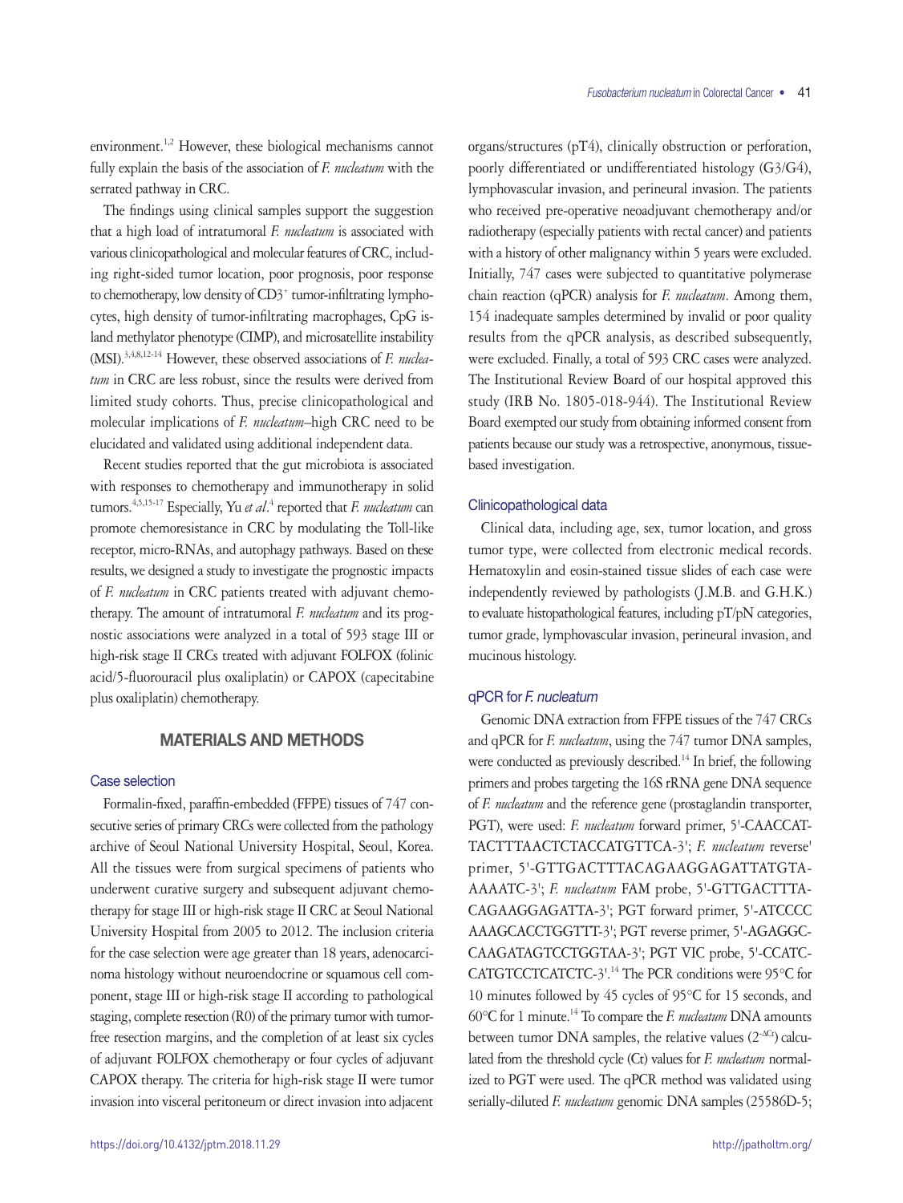environment.[1,2] However, these biological mechanisms cannot fully explain the basis of the association of *F. nucleatum* with the serrated pathway in CRC.

The findings using clinical samples support the suggestion that a high load of intratumoral *F. nucleatum* is associated with various clinicopathological and molecular features of CRC, including right-sided tumor location, poor prognosis, poor response to chemotherapy, low density of $CD3^+$ tumor-infiltrating lymphocytes, high density of tumor-infiltrating macrophages, CpG island methylator phenotype (CIMP), and microsatellite instability (MSI).[3,4,8,12-14] However, these observed associations of *F. nucleatum* in CRC are less robust, since the results were derived from limited study cohorts. Thus, precise clinicopathological and molecular implications of *F. nucleatum*–high CRC need to be elucidated and validated using additional independent data.

Recent studies reported that the gut microbiota is associated with responses to chemotherapy and immunotherapy in solid tumors.[4,5,15-17] Especially, Yu *et al.*[4] reported that *F. nucleatum* can promote chemoresistance in CRC by modulating the Toll-like receptor, micro-RNAs, and autophagy pathways. Based on these results, we designed a study to investigate the prognostic impacts of *F. nucleatum* in CRC patients treated with adjuvant chemotherapy. The amount of intratumoral *F. nucleatum* and its prognostic associations were analyzed in a total of 593 stage III or high-risk stage II CRCs treated with adjuvant FOLFOX (folinic acid/5-fluorouracil plus oxaliplatin) or CAPOX (capecitabine plus oxaliplatin) chemotherapy.

## MATERIALS AND METHODS

### Case selection

Formalin-fixed, paraffin-embedded (FFPE) tissues of 747 consecutive series of primary CRCs were collected from the pathology archive of Seoul National University Hospital, Seoul, Korea. All the tissues were from surgical specimens of patients who underwent curative surgery and subsequent adjuvant chemotherapy for stage III or high-risk stage II CRC at Seoul National University Hospital from 2005 to 2012. The inclusion criteria for the case selection were age greater than 18 years, adenocarcinoma histology without neuroendocrine or squamous cell component, stage III or high-risk stage II according to pathological staging, complete resection (R0) of the primary tumor with tumor-free resection margins, and the completion of at least six cycles of adjuvant FOLFOX chemotherapy or four cycles of adjuvant CAPOX therapy. The criteria for high-risk stage II were tumor invasion into visceral peritoneum or direct invasion into adjacent organs/structures (pT4), clinically obstruction or perforation, poorly differentiated or undifferentiated histology (G3/G4), lymphovascular invasion, and perineural invasion. The patients who received pre-operative neoadjuvant chemotherapy and/or radiotherapy (especially patients with rectal cancer) and patients with a history of other malignancy within 5 years were excluded. Initially, 747 cases were subjected to quantitative polymerase chain reaction (qPCR) analysis for *F. nucleatum*. Among them, 154 inadequate samples determined by invalid or poor quality results from the qPCR analysis, as described subsequently, were excluded. Finally, a total of 593 CRC cases were analyzed. The Institutional Review Board of our hospital approved this study (IRB No. 1805-018-944). The Institutional Review Board exempted our study from obtaining informed consent from patients because our study was a retrospective, anonymous, tissue-based investigation.

### Clinicopathological data

Clinical data, including age, sex, tumor location, and gross tumor type, were collected from electronic medical records. Hematoxylin and eosin-stained tissue slides of each case were independently reviewed by pathologists (J.M.B. and G.H.K.) to evaluate histopathological features, including pT/pN categories, tumor grade, lymphovascular invasion, perineural invasion, and mucinous histology.

### qPCR for *F. nucleatum*

Genomic DNA extraction from FFPE tissues of the 747 CRCs and qPCR for *F. nucleatum*, using the 747 tumor DNA samples, were conducted as previously described.[14] In brief, the following primers and probes targeting the 16S rRNA gene DNA sequence of *F. nucleatum* and the reference gene (prostaglandin transporter, PGT), were used: *F. nucleatum* forward primer, 5'-CAACCATTACTTTAACTCTACCATGTTCA-3'; *F. nucleatum* reverse' primer, 5'-GTTGACTTTACAGAAGGAGATTATGTAAAAATC-3'; *F. nucleatum* FAM probe, 5'-GTTGACTTTACAGAAGGAGATTA-3'; PGT forward primer, 5'-ATCCCCAAAGCACCTGGTTT-3'; PGT reverse primer, 5'-AGAGGCCAAGATAGTCCTGGTAA-3'; PGT VIC probe, 5'-CCATCCATGTCCTCATCTC-3'.[14] The PCR conditions were 95°C for 10 minutes followed by 45 cycles of 95°C for 15 seconds, and 60°C for 1 minute.[14] To compare the *F. nucleatum* DNA amounts between tumor DNA samples, the relative values ($2^{-\Delta Ct}$) calculated from the threshold cycle (Ct) values for *F. nucleatum* normalized to PGT were used. The qPCR method was validated using serially-diluted *F. nucleatum* genomic DNA samples (25586D-5;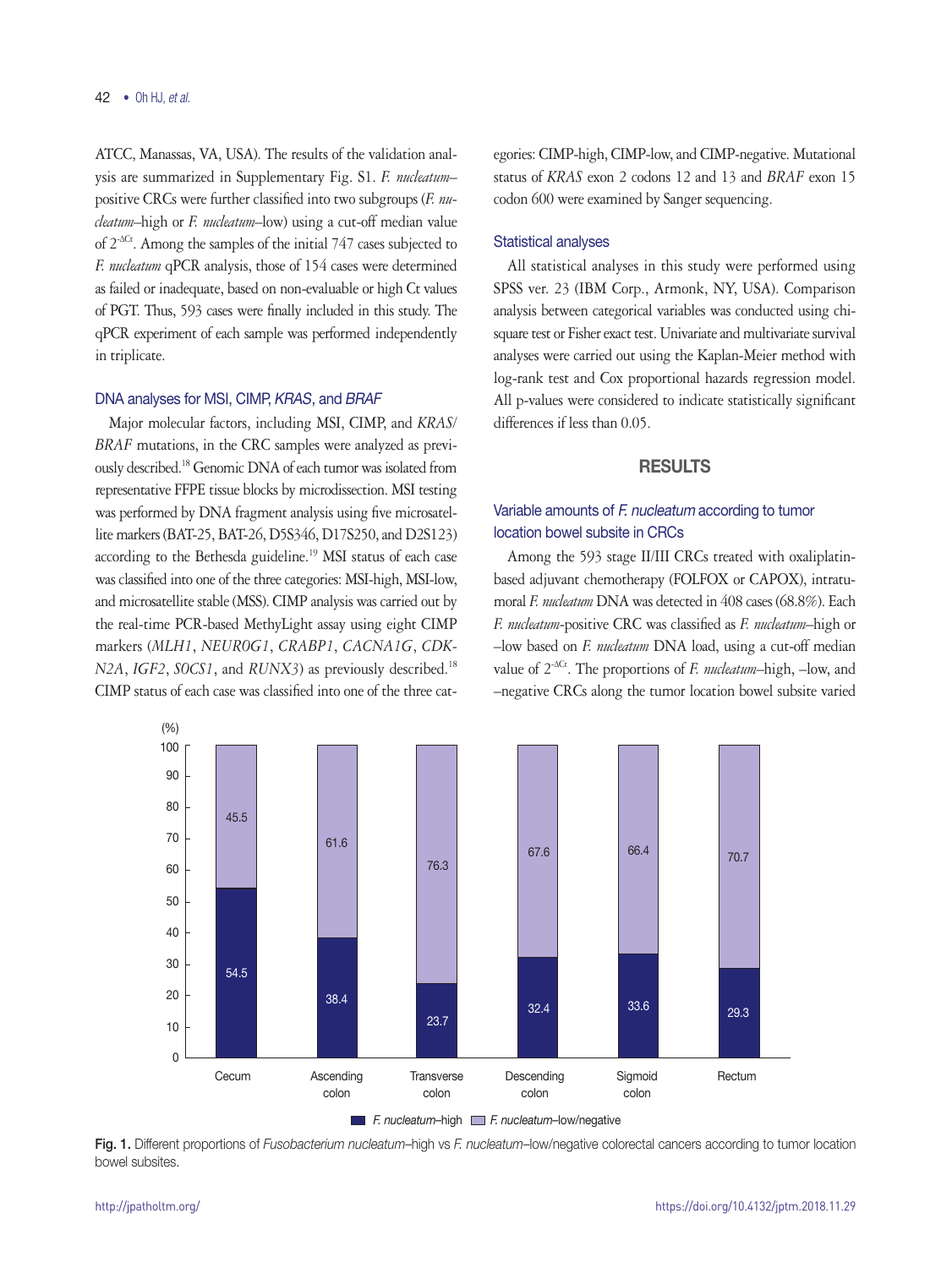ATCC, Manassas, VA, USA). The results of the validation analysis are summarized in Supplementary Fig. S1. *F. nucleatum*–positive CRCs were further classified into two subgroups (*F. nucleatum*–high or *F. nucleatum*–low) using a cut-off median value of $2^{-\Delta Ct}$. Among the samples of the initial 747 cases subjected to *F. nucleatum* qPCR analysis, those of 154 cases were determined as failed or inadequate, based on non-evaluable or high Ct values of PGT. Thus, 593 cases were finally included in this study. The qPCR experiment of each sample was performed independently in triplicate.

### DNA analyses for MSI, CIMP, *KRAS*, and *BRAF*

Major molecular factors, including MSI, CIMP, and *KRAS*/*BRAF* mutations, in the CRC samples were analyzed as previously described.[18] Genomic DNA of each tumor was isolated from representative FFPE tissue blocks by microdissection. MSI testing was performed by DNA fragment analysis using five microsatellite markers (BAT-25, BAT-26, D5S346, D17S250, and D2S123) according to the Bethesda guideline.[19] MSI status of each case was classified into one of the three categories: MSI-high, MSI-low, and microsatellite stable (MSS). CIMP analysis was carried out by the real-time PCR-based MethyLight assay using eight CIMP markers (*MLH1*, *NEUROG1*, *CRABP1*, *CACNA1G*, *CDKN2A*, *IGF2*, *SOCS1*, and *RUNX3*) as previously described.[18] CIMP status of each case was classified into one of the three categories: CIMP-high, CIMP-low, and CIMP-negative. Mutational status of *KRAS* exon 2 codons 12 and 13 and *BRAF* exon 15 codon 600 were examined by Sanger sequencing.

### Statistical analyses

All statistical analyses in this study were performed using SPSS ver. 23 (IBM Corp., Armonk, NY, USA). Comparison analysis between categorical variables was conducted using chi-square test or Fisher exact test. Univariate and multivariate survival analyses were carried out using the Kaplan-Meier method with log-rank test and Cox proportional hazards regression model. All p-values were considered to indicate statistically significant differences if less than 0.05.

## RESULTS

### Variable amounts of *F. nucleatum* according to tumor location bowel subsite in CRCs

Among the 593 stage II/III CRCs treated with oxaliplatin-based adjuvant chemotherapy (FOLFOX or CAPOX), intratumoral *F. nucleatum* DNA was detected in 408 cases (68.8%). Each *F. nucleatum*-positive CRC was classified as *F. nucleatum*–high or –low based on *F. nucleatum* DNA load, using a cut-off median value of $2^{-\Delta Ct}$. The proportions of *F. nucleatum*–high, –low, and –negative CRCs along the tumor location bowel subsite varied

| (%) | Cecum | Ascending colon | Transverse colon | Descending colon | Sigmoid colon | Rectum |
|---|---|---|---|---|---|---|
| *F. nucleatum*–high | 54.5 | 38.4 | 23.7 | 32.4 | 33.6 | 29.3 |
| *F. nucleatum*–low/negative | 45.5 | 61.6 | 76.3 | 67.6 | 66.4 | 70.7 |

**Fig. 1.** Different proportions of *Fusobacterium nucleatum*–high vs *F. nucleatum*–low/negative colorectal cancers according to tumor location bowel subsites.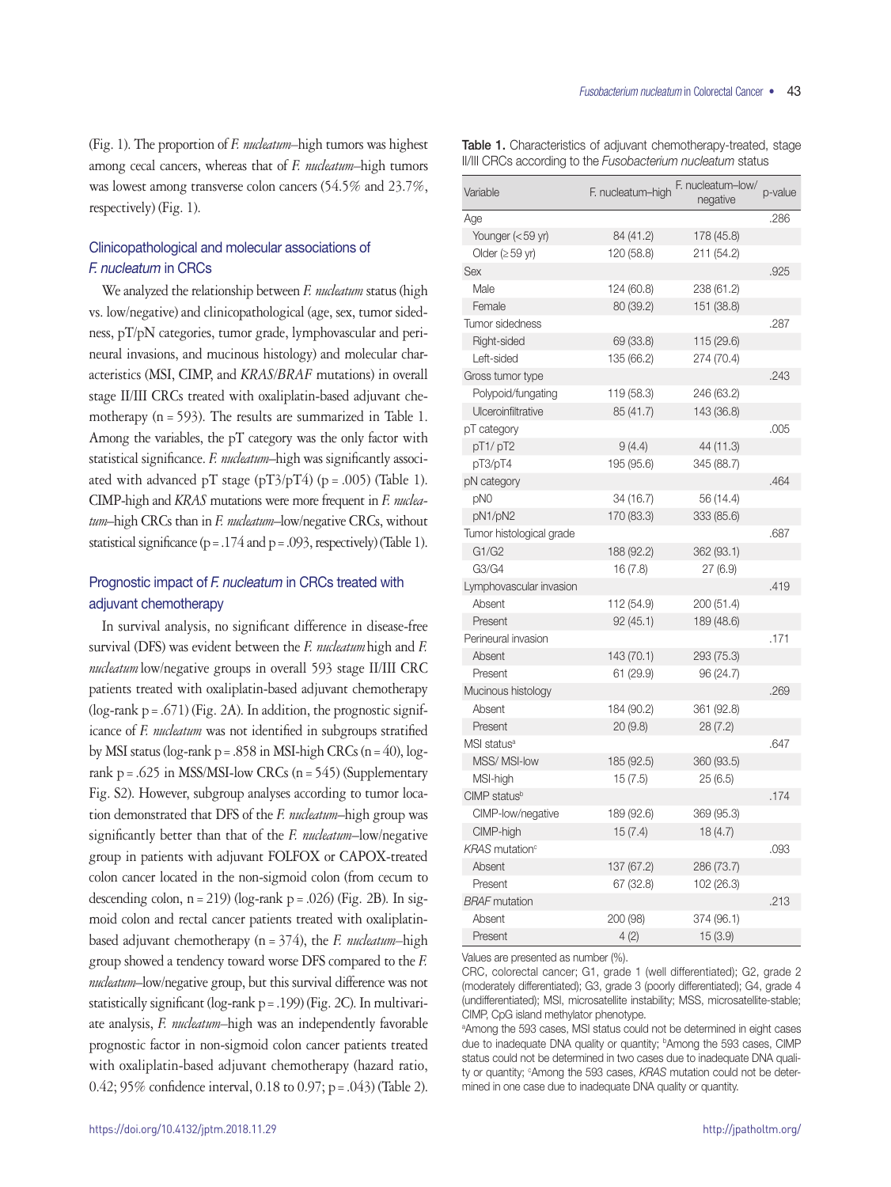(Fig. 1). The proportion of *F. nucleatum*–high tumors was highest among cecal cancers, whereas that of *F. nucleatum*–high tumors was lowest among transverse colon cancers (54.5% and 23.7%, respectively) (Fig. 1).

## Clinicopathological and molecular associations of *F. nucleatum* in CRCs

We analyzed the relationship between *F. nucleatum* status (high vs. low/negative) and clinicopathological (age, sex, tumor sidedness, pT/pN categories, tumor grade, lymphovascular and perineural invasions, and mucinous histology) and molecular characteristics (MSI, CIMP, and *KRAS*/*BRAF* mutations) in overall stage II/III CRCs treated with oxaliplatin-based adjuvant chemotherapy (n = 593). The results are summarized in Table 1. Among the variables, the pT category was the only factor with statistical significance. *F. nucleatum*–high was significantly associated with advanced pT stage (pT3/pT4) (p = .005) (Table 1). CIMP-high and *KRAS* mutations were more frequent in *F. nucleatum*–high CRCs than in *F. nucleatum*–low/negative CRCs, without statistical significance (p = .174 and p = .093, respectively) (Table 1).

## Prognostic impact of *F. nucleatum* in CRCs treated with adjuvant chemotherapy

In survival analysis, no significant difference in disease-free survival (DFS) was evident between the *F. nucleatum* high and *F. nucleatum* low/negative groups in overall 593 stage II/III CRC patients treated with oxaliplatin-based adjuvant chemotherapy (log-rank p = .671) (Fig. 2A). In addition, the prognostic significance of *F. nucleatum* was not identified in subgroups stratified by MSI status (log-rank p = .858 in MSI-high CRCs (n = 40), log-rank p = .625 in MSS/MSI-low CRCs (n = 545) (Supplementary Fig. S2). However, subgroup analyses according to tumor location demonstrated that DFS of the *F. nucleatum*–high group was significantly better than that of the *F. nucleatum*–low/negative group in patients with adjuvant FOLFOX or CAPOX-treated colon cancer located in the non-sigmoid colon (from cecum to descending colon, n = 219) (log-rank p = .026) (Fig. 2B). In sigmoid colon and rectal cancer patients treated with oxaliplatin-based adjuvant chemotherapy (n = 374), the *F. nucleatum*–high group showed a tendency toward worse DFS compared to the *F. nucleatum*–low/negative group, but this survival difference was not statistically significant (log-rank p = .199) (Fig. 2C). In multivariate analysis, *F. nucleatum*–high was an independently favorable prognostic factor in non-sigmoid colon cancer patients treated with oxaliplatin-based adjuvant chemotherapy (hazard ratio, 0.42; 95% confidence interval, 0.18 to 0.97; p = .043) (Table 2).

**Table 1.** Characteristics of adjuvant chemotherapy-treated, stage II/III CRCs according to the *Fusobacterium nucleatum* status

| Variable | F. nucleatum–high | F. nucleatum–low/negative | p-value |
|---|---|---|---|
| Age | | | .286 |
| Younger (< 59 yr) | 84 (41.2) | 178 (45.8) | |
| Older (≥ 59 yr) | 120 (58.8) | 211 (54.2) | |
| Sex | | | .925 |
| Male | 124 (60.8) | 238 (61.2) | |
| Female | 80 (39.2) | 151 (38.8) | |
| Tumor sidedness | | | .287 |
| Right-sided | 69 (33.8) | 115 (29.6) | |
| Left-sided | 135 (66.2) | 274 (70.4) | |
| Gross tumor type | | | .243 |
| Polypoid/fungating | 119 (58.3) | 246 (63.2) | |
| Ulceroinfiltrative | 85 (41.7) | 143 (36.8) | |
| pT category | | | .005 |
| pT1/ pT2 | 9 (4.4) | 44 (11.3) | |
| pT3/pT4 | 195 (95.6) | 345 (88.7) | |
| pN category | | | .464 |
| pN0 | 34 (16.7) | 56 (14.4) | |
| pN1/pN2 | 170 (83.3) | 333 (85.6) | |
| Tumor histological grade | | | .687 |
| G1/G2 | 188 (92.2) | 362 (93.1) | |
| G3/G4 | 16 (7.8) | 27 (6.9) | |
| Lymphovascular invasion | | | .419 |
| Absent | 112 (54.9) | 200 (51.4) | |
| Present | 92 (45.1) | 189 (48.6) | |
| Perineural invasion | | | .171 |
| Absent | 143 (70.1) | 293 (75.3) | |
| Present | 61 (29.9) | 96 (24.7) | |
| Mucinous histology | | | .269 |
| Absent | 184 (90.2) | 361 (92.8) | |
| Present | 20 (9.8) | 28 (7.2) | |
| MSI status[a] | | | .647 |
| MSS/ MSI-low | 185 (92.5) | 360 (93.5) | |
| MSI-high | 15 (7.5) | 25 (6.5) | |
| CIMP status[b] | | | .174 |
| CIMP-low/negative | 189 (92.6) | 369 (95.3) | |
| CIMP-high | 15 (7.4) | 18 (4.7) | |
| *KRAS* mutation[c] | | | .093 |
| Absent | 137 (67.2) | 286 (73.7) | |
| Present | 67 (32.8) | 102 (26.3) | |
| *BRAF* mutation | | | .213 |
| Absent | 200 (98) | 374 (96.1) | |
| Present | 4 (2) | 15 (3.9) | |

Values are presented as number (%).

CRC, colorectal cancer; G1, grade 1 (well differentiated); G2, grade 2 (moderately differentiated); G3, grade 3 (poorly differentiated); G4, grade 4 (undifferentiated); MSI, microsatellite instability; MSS, microsatellite-stable; CIMP, CpG island methylator phenotype.

[a]Among the 593 cases, MSI status could not be determined in eight cases due to inadequate DNA quality or quantity; [b]Among the 593 cases, CIMP status could not be determined in two cases due to inadequate DNA quality or quantity; [c]Among the 593 cases, *KRAS* mutation could not be determined in one case due to inadequate DNA quality or quantity.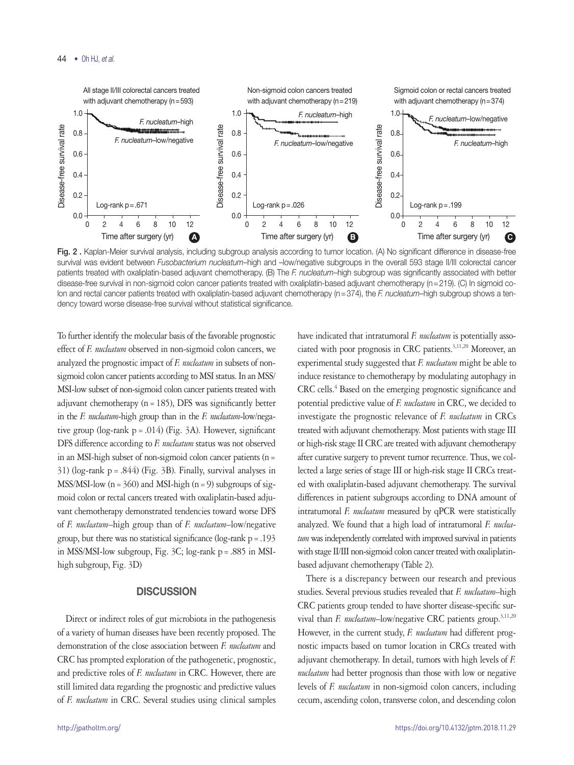Fig. 2 . Kaplan-Meier survival analysis, including subgroup analysis according to tumor location. (A) No significant difference in disease-free survival was evident between *Fusobacterium nucleatum*–high and –low/negative subgroups in the overall 593 stage II/III colorectal cancer patients treated with oxaliplatin-based adjuvant chemotherapy. (B) The *F. nucleatum*–high subgroup was significantly associated with better disease-free survival in non-sigmoid colon cancer patients treated with oxaliplatin-based adjuvant chemotherapy (n = 219). (C) In sigmoid colon and rectal cancer patients treated with oxaliplatin-based adjuvant chemotherapy (n = 374), the *F. nucleatum*–high subgroup shows a tendency toward worse disease-free survival without statistical significance.

To further identify the molecular basis of the favorable prognostic effect of *F. nucleatum* observed in non-sigmoid colon cancers, we analyzed the prognostic impact of *F. nucleatum* in subsets of non-sigmoid colon cancer patients according to MSI status. In an MSS/MSI-low subset of non-sigmoid colon cancer patients treated with adjuvant chemotherapy (n = 185), DFS was significantly better in the *F. nucleatum*-high group than in the *F. nucleatum*-low/negative group (log-rank p = .014) (Fig. 3A). However, significant DFS difference according to *F. nucleatum* status was not observed in an MSI-high subset of non-sigmoid colon cancer patients (n = 31) (log-rank p = .844) (Fig. 3B). Finally, survival analyses in MSS/MSI-low (n = 360) and MSI-high (n = 9) subgroups of sigmoid colon or rectal cancers treated with oxaliplatin-based adjuvant chemotherapy demonstrated tendencies toward worse DFS of *F. nucleatum*–high group than of *F. nucleatum*–low/negative group, but there was no statistical significance (log-rank p = .193 in MSS/MSI-low subgroup, Fig. 3C; log-rank p = .885 in MSI-high subgroup, Fig. 3D)

## DISCUSSION

Direct or indirect roles of gut microbiota in the pathogenesis of a variety of human diseases have been recently proposed. The demonstration of the close association between *F. nucleatum* and CRC has prompted exploration of the pathogenetic, prognostic, and predictive roles of *F. nucleatum* in CRC. However, there are still limited data regarding the prognostic and predictive values of *F. nucleatum* in CRC. Several studies using clinical samples have indicated that intratumoral *F. nucleatum* is potentially associated with poor prognosis in CRC patients.[3,11,20] Moreover, an experimental study suggested that *F. nucleatum* might be able to induce resistance to chemotherapy by modulating autophagy in CRC cells.[4] Based on the emerging prognostic significance and potential predictive value of *F. nucleatum* in CRC, we decided to investigate the prognostic relevance of *F. nucleatum* in CRCs treated with adjuvant chemotherapy. Most patients with stage III or high-risk stage II CRC are treated with adjuvant chemotherapy after curative surgery to prevent tumor recurrence. Thus, we collected a large series of stage III or high-risk stage II CRCs treated with oxaliplatin-based adjuvant chemotherapy. The survival differences in patient subgroups according to DNA amount of intratumoral *F. nucleatum* measured by qPCR were statistically analyzed. We found that a high load of intratumoral *F. nucleatum* was independently correlated with improved survival in patients with stage II/III non-sigmoid colon cancer treated with oxaliplatin-based adjuvant chemotherapy (Table 2).

There is a discrepancy between our research and previous studies. Several previous studies revealed that *F. nucleatum*–high CRC patients group tended to have shorter disease-specific survival than *F. nucleatum*–low/negative CRC patients group.[3,11,20] However, in the current study, *F. nucleatum* had different prognostic impacts based on tumor location in CRCs treated with adjuvant chemotherapy. In detail, tumors with high levels of *F. nucleatum* had better prognosis than those with low or negative levels of *F. nucleatum* in non-sigmoid colon cancers, including cecum, ascending colon, transverse colon, and descending colon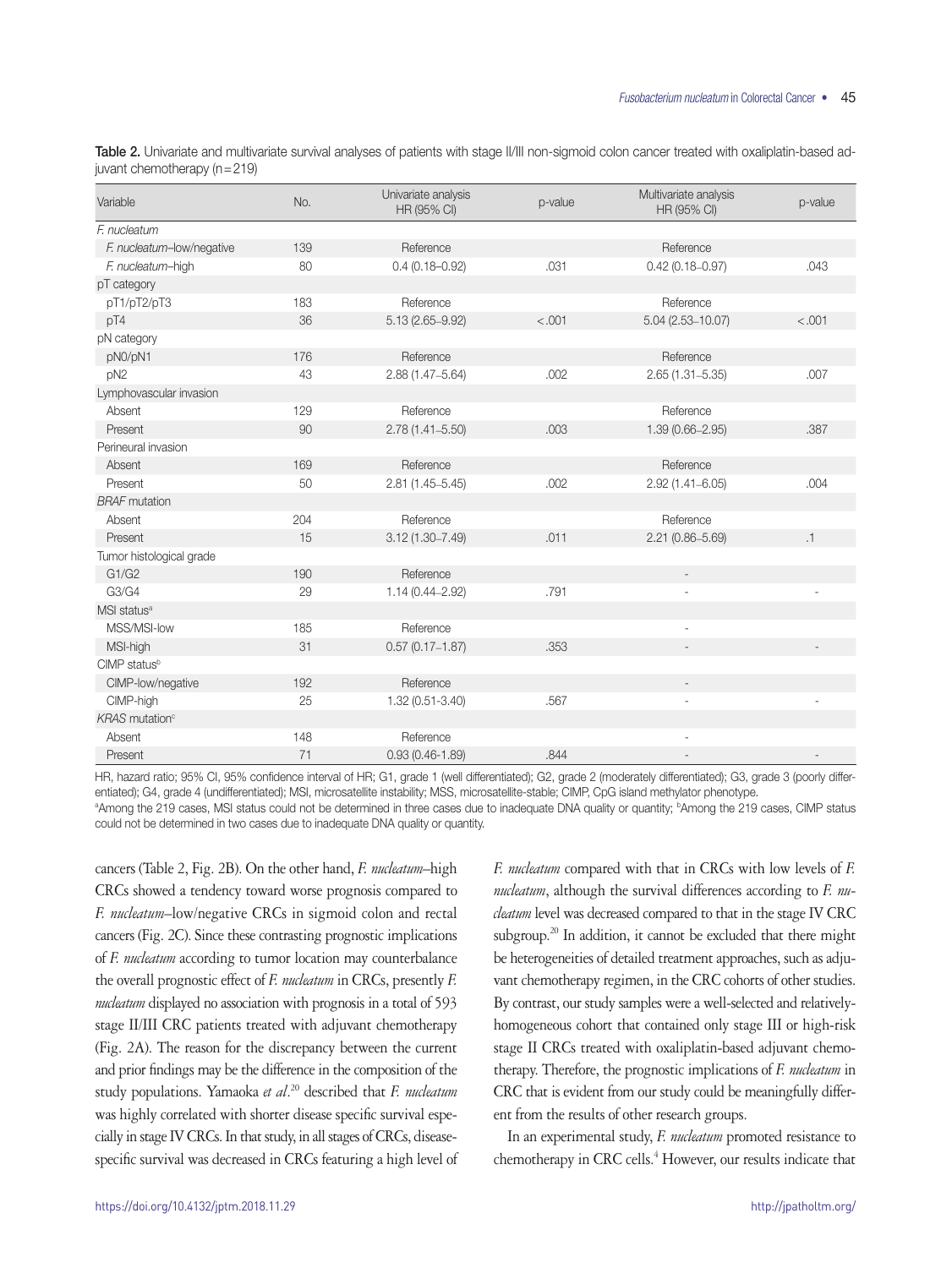**Table 2.** Univariate and multivariate survival analyses of patients with stage II/III non-sigmoid colon cancer treated with oxaliplatin-based adjuvant chemotherapy (n = 219)

| Variable | No. | Univariate analysis HR (95% CI) | p-value | Multivariate analysis HR (95% CI) | p-value |
|---|---|---|---|---|---|
| *F. nucleatum* | | | | | |
| *F. nucleatum*–low/negative | 139 | Reference | | Reference | |
| *F. nucleatum*–high | 80 | 0.4 (0.18–0.92) | .031 | 0.42 (0.18–0.97) | .043 |
| pT category | | | | | |
| pT1/pT2/pT3 | 183 | Reference | | Reference | |
| pT4 | 36 | 5.13 (2.65–9.92) | < .001 | 5.04 (2.53–10.07) | < .001 |
| pN category | | | | | |
| pN0/pN1 | 176 | Reference | | Reference | |
| pN2 | 43 | 2.88 (1.47–5.64) | .002 | 2.65 (1.31–5.35) | .007 |
| Lymphovascular invasion | | | | | |
| Absent | 129 | Reference | | Reference | |
| Present | 90 | 2.78 (1.41–5.50) | .003 | 1.39 (0.66–2.95) | .387 |
| Perineural invasion | | | | | |
| Absent | 169 | Reference | | Reference | |
| Present | 50 | 2.81 (1.45–5.45) | .002 | 2.92 (1.41–6.05) | .004 |
| *BRAF* mutation | | | | | |
| Absent | 204 | Reference | | Reference | |
| Present | 15 | 3.12 (1.30–7.49) | .011 | 2.21 (0.86–5.69) | .1 |
| Tumor histological grade | | | | | |
| G1/G2 | 190 | Reference | | - | |
| G3/G4 | 29 | 1.14 (0.44–2.92) | .791 | - | - |
| MSI status[a] | | | | | |
| MSS/MSI-low | 185 | Reference | | - | |
| MSI-high | 31 | 0.57 (0.17–1.87) | .353 | - | - |
| CIMP status[b] | | | | | |
| CIMP-low/negative | 192 | Reference | | - | |
| CIMP-high | 25 | 1.32 (0.51-3.40) | .567 | - | - |
| *KRAS* mutation[c] | | | | | |
| Absent | 148 | Reference | | - | |
| Present | 71 | 0.93 (0.46-1.89) | .844 | - | - |

HR, hazard ratio; 95% CI, 95% confidence interval of HR; G1, grade 1 (well differentiated); G2, grade 2 (moderately differentiated); G3, grade 3 (poorly differentiated); G4, grade 4 (undifferentiated); MSI, microsatellite instability; MSS, microsatellite-stable; CIMP, CpG island methylator phenotype.
[a]Among the 219 cases, MSI status could not be determined in three cases due to inadequate DNA quality or quantity; [b]Among the 219 cases, CIMP status could not be determined in two cases due to inadequate DNA quality or quantity.

cancers (Table 2, Fig. 2B). On the other hand, *F. nucleatum*–high CRCs showed a tendency toward worse prognosis compared to *F. nucleatum*–low/negative CRCs in sigmoid colon and rectal cancers (Fig. 2C). Since these contrasting prognostic implications of *F. nucleatum* according to tumor location may counterbalance the overall prognostic effect of *F. nucleatum* in CRCs, presently *F. nucleatum* displayed no association with prognosis in a total of 593 stage II/III CRC patients treated with adjuvant chemotherapy (Fig. 2A). The reason for the discrepancy between the current and prior findings may be the difference in the composition of the study populations. Yamaoka *et al.*[20] described that *F. nucleatum* was highly correlated with shorter disease specific survival especially in stage IV CRCs. In that study, in all stages of CRCs, disease-specific survival was decreased in CRCs featuring a high level of *F. nucleatum* compared with that in CRCs with low levels of *F. nucleatum*, although the survival differences according to *F. nucleatum* level was decreased compared to that in the stage IV CRC subgroup.[20] In addition, it cannot be excluded that there might be heterogeneities of detailed treatment approaches, such as adjuvant chemotherapy regimen, in the CRC cohorts of other studies. By contrast, our study samples were a well-selected and relatively-homogeneous cohort that contained only stage III or high-risk stage II CRCs treated with oxaliplatin-based adjuvant chemotherapy. Therefore, the prognostic implications of *F. nucleatum* in CRC that is evident from our study could be meaningfully different from the results of other research groups.

In an experimental study, *F. nucleatum* promoted resistance to chemotherapy in CRC cells.[4] However, our results indicate that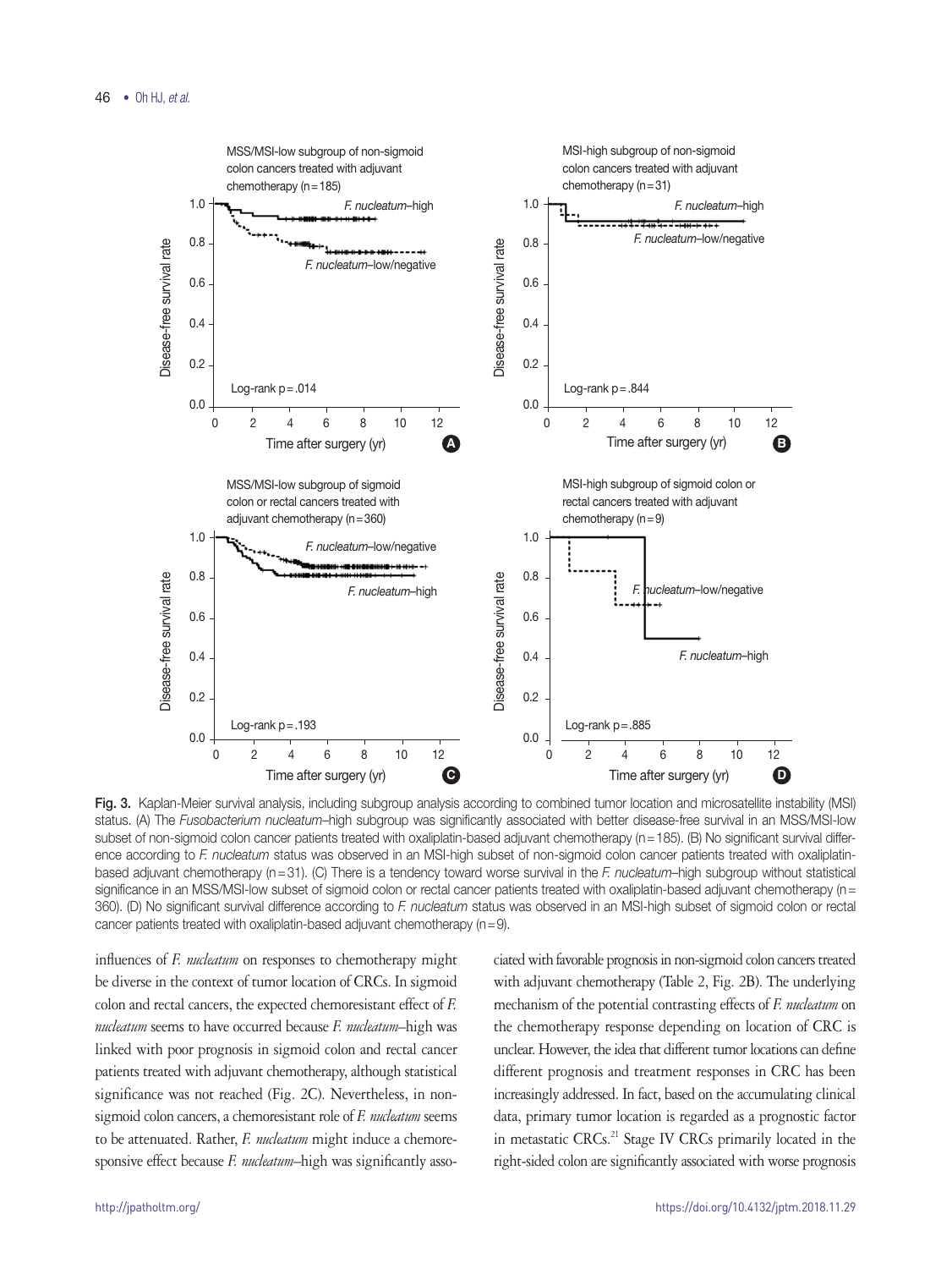Fig. 3. Kaplan-Meier survival analysis, including subgroup analysis according to combined tumor location and microsatellite instability (MSI) status. (A) The *Fusobacterium nucleatum*–high subgroup was significantly associated with better disease-free survival in an MSS/MSI-low subset of non-sigmoid colon cancer patients treated with oxaliplatin-based adjuvant chemotherapy (n = 185). (B) No significant survival difference according to *F. nucleatum* status was observed in an MSI-high subset of non-sigmoid colon cancer patients treated with oxaliplatin-based adjuvant chemotherapy (n = 31). (C) There is a tendency toward worse survival in the *F. nucleatum*–high subgroup without statistical significance in an MSS/MSI-low subset of sigmoid colon or rectal cancer patients treated with oxaliplatin-based adjuvant chemotherapy (n = 360). (D) No significant survival difference according to *F. nucleatum* status was observed in an MSI-high subset of sigmoid colon or rectal cancer patients treated with oxaliplatin-based adjuvant chemotherapy (n = 9).

influences of *F. nucleatum* on responses to chemotherapy might be diverse in the context of tumor location of CRCs. In sigmoid colon and rectal cancers, the expected chemoresistant effect of *F. nucleatum* seems to have occurred because *F. nucleatum*–high was linked with poor prognosis in sigmoid colon and rectal cancer patients treated with adjuvant chemotherapy, although statistical significance was not reached (Fig. 2C). Nevertheless, in non-sigmoid colon cancers, a chemoresistant role of *F. nucleatum* seems to be attenuated. Rather, *F. nucleatum* might induce a chemoresponsive effect because *F. nucleatum*–high was significantly associated with favorable prognosis in non-sigmoid colon cancers treated with adjuvant chemotherapy (Table 2, Fig. 2B). The underlying mechanism of the potential contrasting effects of *F. nucleatum* on the chemotherapy response depending on location of CRC is unclear. However, the idea that different tumor locations can define different prognosis and treatment responses in CRC has been increasingly addressed. In fact, based on the accumulating clinical data, primary tumor location is regarded as a prognostic factor in metastatic CRCs.[21] Stage IV CRCs primarily located in the right-sided colon are significantly associated with worse prognosis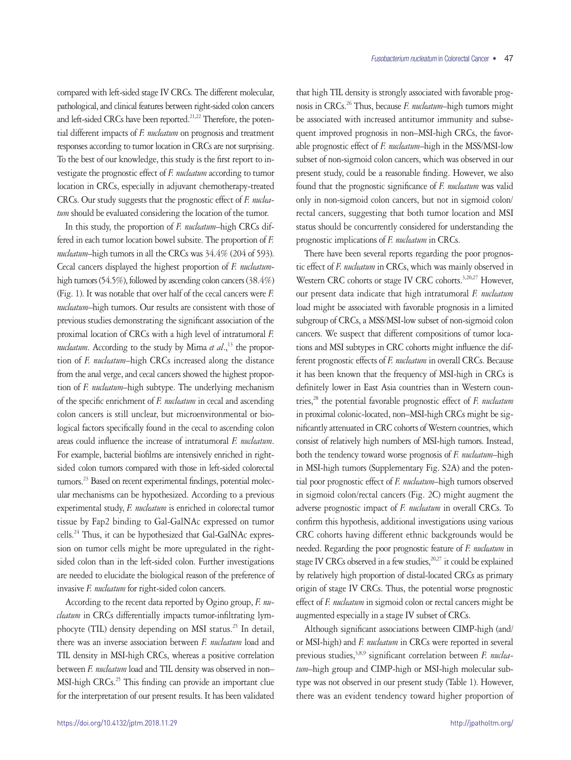compared with left-sided stage IV CRCs. The different molecular, pathological, and clinical features between right-sided colon cancers and left-sided CRCs have been reported.[21,22] Therefore, the potential different impacts of *F. nucleatum* on prognosis and treatment responses according to tumor location in CRCs are not surprising. To the best of our knowledge, this study is the first report to investigate the prognostic effect of *F. nucleatum* according to tumor location in CRCs, especially in adjuvant chemotherapy-treated CRCs. Our study suggests that the prognostic effect of *F. nucleatum* should be evaluated considering the location of the tumor.

In this study, the proportion of *F. nucleatum*–high CRCs differed in each tumor location bowel subsite. The proportion of *F. nucleatum*–high tumors in all the CRCs was 34.4% (204 of 593). Cecal cancers displayed the highest proportion of *F. nucleatum*-high tumors (54.5%), followed by ascending colon cancers (38.4%) (Fig. 1). It was notable that over half of the cecal cancers were *F. nucleatum*–high tumors. Our results are consistent with those of previous studies demonstrating the significant association of the proximal location of CRCs with a high level of intratumoral *F. nucleatum*. According to the study by Mima *et al.*,[13] the proportion of *F. nucleatum*–high CRCs increased along the distance from the anal verge, and cecal cancers showed the highest proportion of *F. nucleatum*–high subtype. The underlying mechanism of the specific enrichment of *F. nucleatum* in cecal and ascending colon cancers is still unclear, but microenvironmental or biological factors specifically found in the cecal to ascending colon areas could influence the increase of intratumoral *F. nucleatum*. For example, bacterial biofilms are intensively enriched in right-sided colon tumors compared with those in left-sided colorectal tumors.[23] Based on recent experimental findings, potential molecular mechanisms can be hypothesized. According to a previous experimental study, *F. nucleatum* is enriched in colorectal tumor tissue by Fap2 binding to Gal-GalNAc expressed on tumor cells.[24] Thus, it can be hypothesized that Gal-GalNAc expression on tumor cells might be more upregulated in the right-sided colon than in the left-sided colon. Further investigations are needed to elucidate the biological reason of the preference of invasive *F. nucleatum* for right-sided colon cancers.

According to the recent data reported by Ogino group, *F. nucleatum* in CRCs differentially impacts tumor-infiltrating lymphocyte (TIL) density depending on MSI status.[25] In detail, there was an inverse association between *F. nucleatum* load and TIL density in MSI-high CRCs, whereas a positive correlation between *F. nucleatum* load and TIL density was observed in non–MSI-high CRCs.[25] This finding can provide an important clue for the interpretation of our present results. It has been validated that high TIL density is strongly associated with favorable prognosis in CRCs.[26] Thus, because *F. nucleatum*–high tumors might be associated with increased antitumor immunity and subsequent improved prognosis in non–MSI-high CRCs, the favorable prognostic effect of *F. nucleatum*–high in the MSS/MSI-low subset of non-sigmoid colon cancers, which was observed in our present study, could be a reasonable finding. However, we also found that the prognostic significance of *F. nucleatum* was valid only in non-sigmoid colon cancers, but not in sigmoid colon/rectal cancers, suggesting that both tumor location and MSI status should be concurrently considered for understanding the prognostic implications of *F. nucleatum* in CRCs.

There have been several reports regarding the poor prognostic effect of *F. nucleatum* in CRCs, which was mainly observed in Western CRC cohorts or stage IV CRC cohorts.[3,20,27] However, our present data indicate that high intratumoral *F. nucleatum* load might be associated with favorable prognosis in a limited subgroup of CRCs, a MSS/MSI-low subset of non-sigmoid colon cancers. We suspect that different compositions of tumor locations and MSI subtypes in CRC cohorts might influence the different prognostic effects of *F. nucleatum* in overall CRCs. Because it has been known that the frequency of MSI-high in CRCs is definitely lower in East Asia countries than in Western countries,[28] the potential favorable prognostic effect of *F. nucleatum* in proximal colonic-located, non–MSI-high CRCs might be significantly attenuated in CRC cohorts of Western countries, which consist of relatively high numbers of MSI-high tumors. Instead, both the tendency toward worse prognosis of *F. nucleatum*–high in MSI-high tumors (Supplementary Fig. S2A) and the potential poor prognostic effect of *F. nucleatum*–high tumors observed in sigmoid colon/rectal cancers (Fig. 2C) might augment the adverse prognostic impact of *F. nucleatum* in overall CRCs. To confirm this hypothesis, additional investigations using various CRC cohorts having different ethnic backgrounds would be needed. Regarding the poor prognostic feature of *F. nucleatum* in stage IV CRCs observed in a few studies,[20,27] it could be explained by relatively high proportion of distal-located CRCs as primary origin of stage IV CRCs. Thus, the potential worse prognostic effect of *F. nucleatum* in sigmoid colon or rectal cancers might be augmented especially in a stage IV subset of CRCs.

Although significant associations between CIMP-high (and/or MSI-high) and *F. nucleatum* in CRCs were reported in several previous studies,[3,8,9] significant correlation between *F. nucleatum*–high group and CIMP-high or MSI-high molecular subtype was not observed in our present study (Table 1). However, there was an evident tendency toward higher proportion of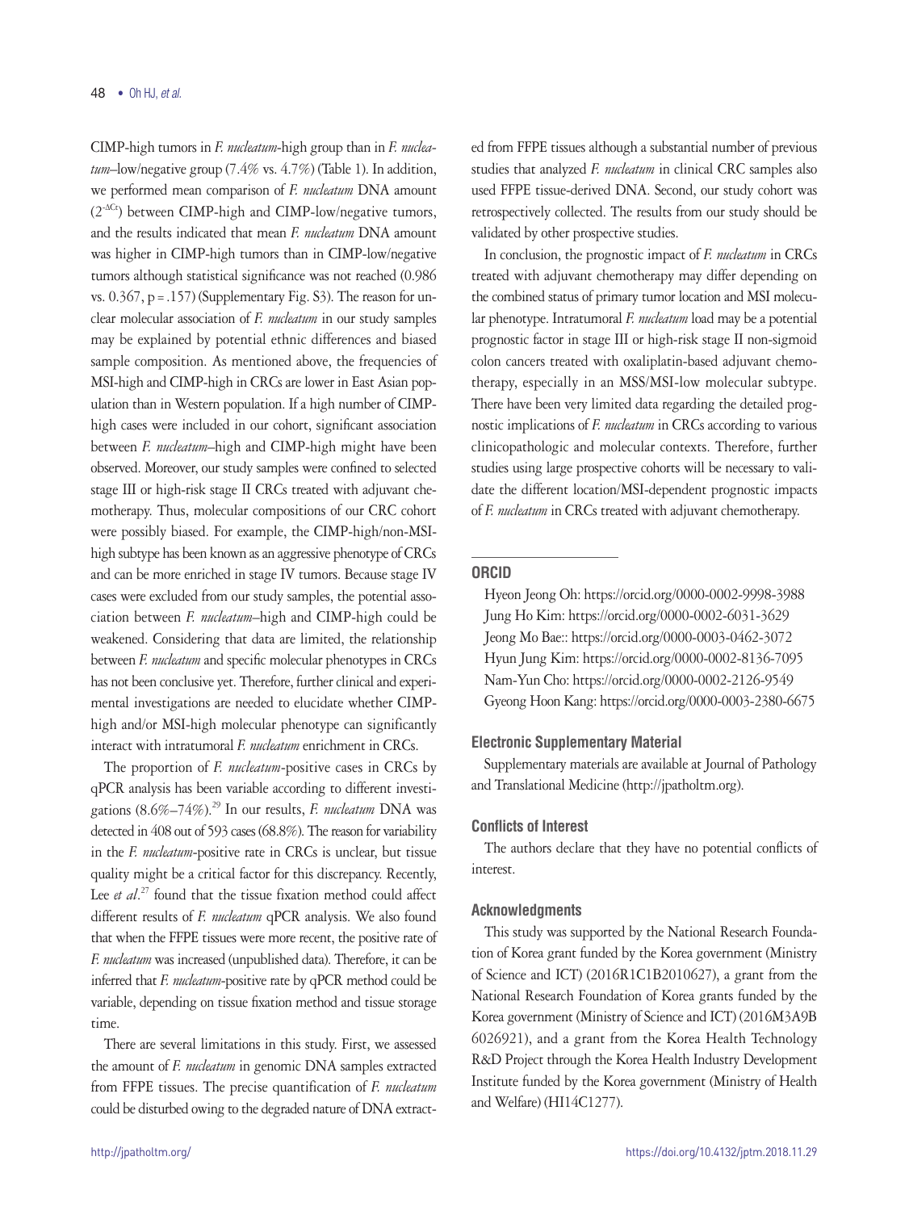CIMP-high tumors in *F. nucleatum*-high group than in *F. nucleatum*–low/negative group (7.4% vs. 4.7%) (Table 1). In addition, we performed mean comparison of *F. nucleatum* DNA amount ($2^{-\Delta Ct}$) between CIMP-high and CIMP-low/negative tumors, and the results indicated that mean *F. nucleatum* DNA amount was higher in CIMP-high tumors than in CIMP-low/negative tumors although statistical significance was not reached (0.986 vs. 0.367, p = .157) (Supplementary Fig. S3). The reason for unclear molecular association of *F. nucleatum* in our study samples may be explained by potential ethnic differences and biased sample composition. As mentioned above, the frequencies of MSI-high and CIMP-high in CRCs are lower in East Asian population than in Western population. If a high number of CIMP-high cases were included in our cohort, significant association between *F. nucleatum*–high and CIMP-high might have been observed. Moreover, our study samples were confined to selected stage III or high-risk stage II CRCs treated with adjuvant chemotherapy. Thus, molecular compositions of our CRC cohort were possibly biased. For example, the CIMP-high/non-MSI-high subtype has been known as an aggressive phenotype of CRCs and can be more enriched in stage IV tumors. Because stage IV cases were excluded from our study samples, the potential association between *F. nucleatum*–high and CIMP-high could be weakened. Considering that data are limited, the relationship between *F. nucleatum* and specific molecular phenotypes in CRCs has not been conclusive yet. Therefore, further clinical and experimental investigations are needed to elucidate whether CIMP-high and/or MSI-high molecular phenotype can significantly interact with intratumoral *F. nucleatum* enrichment in CRCs.

The proportion of *F. nucleatum*-positive cases in CRCs by qPCR analysis has been variable according to different investigations (8.6%–74%).[29] In our results, *F. nucleatum* DNA was detected in 408 out of 593 cases (68.8%). The reason for variability in the *F. nucleatum*-positive rate in CRCs is unclear, but tissue quality might be a critical factor for this discrepancy. Recently, Lee *et al*.[27] found that the tissue fixation method could affect different results of *F. nucleatum* qPCR analysis. We also found that when the FFPE tissues were more recent, the positive rate of *F. nucleatum* was increased (unpublished data). Therefore, it can be inferred that *F. nucleatum*-positive rate by qPCR method could be variable, depending on tissue fixation method and tissue storage time.

There are several limitations in this study. First, we assessed the amount of *F. nucleatum* in genomic DNA samples extracted from FFPE tissues. The precise quantification of *F. nucleatum* could be disturbed owing to the degraded nature of DNA extracted from FFPE tissues although a substantial number of previous studies that analyzed *F. nucleatum* in clinical CRC samples also used FFPE tissue-derived DNA. Second, our study cohort was retrospectively collected. The results from our study should be validated by other prospective studies.

In conclusion, the prognostic impact of *F. nucleatum* in CRCs treated with adjuvant chemotherapy may differ depending on the combined status of primary tumor location and MSI molecular phenotype. Intratumoral *F. nucleatum* load may be a potential prognostic factor in stage III or high-risk stage II non-sigmoid colon cancers treated with oxaliplatin-based adjuvant chemotherapy, especially in an MSS/MSI-low molecular subtype. There have been very limited data regarding the detailed prognostic implications of *F. nucleatum* in CRCs according to various clinicopathologic and molecular contexts. Therefore, further studies using large prospective cohorts will be necessary to validate the different location/MSI-dependent prognostic impacts of *F. nucleatum* in CRCs treated with adjuvant chemotherapy.

## ORCID

Hyeon Jeong Oh: https://orcid.org/0000-0002-9998-3988
Jung Ho Kim: https://orcid.org/0000-0002-6031-3629
Jeong Mo Bae:: https://orcid.org/0000-0003-0462-3072
Hyun Jung Kim: https://orcid.org/0000-0002-8136-7095
Nam-Yun Cho: https://orcid.org/0000-0002-2126-9549
Gyeong Hoon Kang: https://orcid.org/0000-0003-2380-6675

## Electronic Supplementary Material

Supplementary materials are available at Journal of Pathology and Translational Medicine (http://jpatholtm.org).

## Conflicts of Interest

The authors declare that they have no potential conflicts of interest.

## Acknowledgments

This study was supported by the National Research Foundation of Korea grant funded by the Korea government (Ministry of Science and ICT) (2016R1C1B2010627), a grant from the National Research Foundation of Korea grants funded by the Korea government (Ministry of Science and ICT) (2016M3A9B6026921), and a grant from the Korea Health Technology R&D Project through the Korea Health Industry Development Institute funded by the Korea government (Ministry of Health and Welfare) (HI14C1277).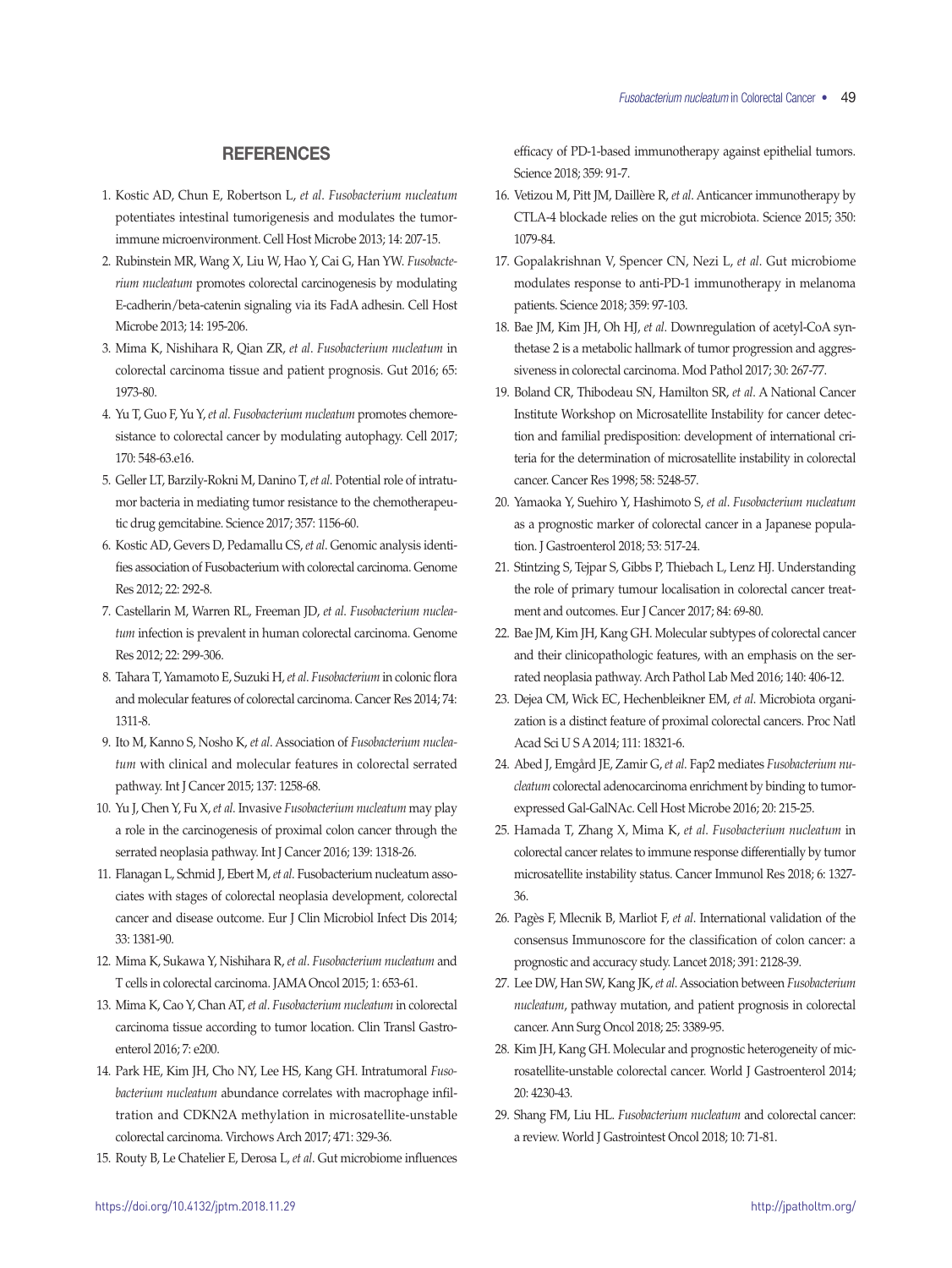## REFERENCES

1. Kostic AD, Chun E, Robertson L, *et al*. *Fusobacterium nucleatum* potentiates intestinal tumorigenesis and modulates the tumor-immune microenvironment. Cell Host Microbe 2013; 14: 207-15.
2. Rubinstein MR, Wang X, Liu W, Hao Y, Cai G, Han YW. *Fusobacterium nucleatum* promotes colorectal carcinogenesis by modulating E-cadherin/beta-catenin signaling via its FadA adhesin. Cell Host Microbe 2013; 14: 195-206.
3. Mima K, Nishihara R, Qian ZR, *et al*. *Fusobacterium nucleatum* in colorectal carcinoma tissue and patient prognosis. Gut 2016; 65: 1973-80.
4. Yu T, Guo F, Yu Y, *et al*. *Fusobacterium nucleatum* promotes chemoresistance to colorectal cancer by modulating autophagy. Cell 2017; 170: 548-63.e16.
5. Geller LT, Barzily-Rokni M, Danino T, *et al*. Potential role of intratumor bacteria in mediating tumor resistance to the chemotherapeutic drug gemcitabine. Science 2017; 357: 1156-60.
6. Kostic AD, Gevers D, Pedamallu CS, *et al*. Genomic analysis identifies association of Fusobacterium with colorectal carcinoma. Genome Res 2012; 22: 292-8.
7. Castellarin M, Warren RL, Freeman JD, *et al*. *Fusobacterium nucleatum* infection is prevalent in human colorectal carcinoma. Genome Res 2012; 22: 299-306.
8. Tahara T, Yamamoto E, Suzuki H, *et al*. *Fusobacterium* in colonic flora and molecular features of colorectal carcinoma. Cancer Res 2014; 74: 1311-8.
9. Ito M, Kanno S, Nosho K, *et al*. Association of *Fusobacterium nucleatum* with clinical and molecular features in colorectal serrated pathway. Int J Cancer 2015; 137: 1258-68.
10. Yu J, Chen Y, Fu X, *et al*. Invasive *Fusobacterium nucleatum* may play a role in the carcinogenesis of proximal colon cancer through the serrated neoplasia pathway. Int J Cancer 2016; 139: 1318-26.
11. Flanagan L, Schmid J, Ebert M, *et al*. Fusobacterium nucleatum associates with stages of colorectal neoplasia development, colorectal cancer and disease outcome. Eur J Clin Microbiol Infect Dis 2014; 33: 1381-90.
12. Mima K, Sukawa Y, Nishihara R, *et al*. *Fusobacterium nucleatum* and T cells in colorectal carcinoma. JAMA Oncol 2015; 1: 653-61.
13. Mima K, Cao Y, Chan AT, *et al*. *Fusobacterium nucleatum* in colorectal carcinoma tissue according to tumor location. Clin Transl Gastroenterol 2016; 7: e200.
14. Park HE, Kim JH, Cho NY, Lee HS, Kang GH. Intratumoral *Fusobacterium nucleatum* abundance correlates with macrophage infiltration and CDKN2A methylation in microsatellite-unstable colorectal carcinoma. Virchows Arch 2017; 471: 329-36.
15. Routy B, Le Chatelier E, Derosa L, *et al*. Gut microbiome influences efficacy of PD-1-based immunotherapy against epithelial tumors. Science 2018; 359: 91-7.
16. Vetizou M, Pitt JM, Daillère R, *et al*. Anticancer immunotherapy by CTLA-4 blockade relies on the gut microbiota. Science 2015; 350: 1079-84.
17. Gopalakrishnan V, Spencer CN, Nezi L, *et al*. Gut microbiome modulates response to anti-PD-1 immunotherapy in melanoma patients. Science 2018; 359: 97-103.
18. Bae JM, Kim JH, Oh HJ, *et al*. Downregulation of acetyl-CoA synthetase 2 is a metabolic hallmark of tumor progression and aggressiveness in colorectal carcinoma. Mod Pathol 2017; 30: 267-77.
19. Boland CR, Thibodeau SN, Hamilton SR, *et al*. A National Cancer Institute Workshop on Microsatellite Instability for cancer detection and familial predisposition: development of international criteria for the determination of microsatellite instability in colorectal cancer. Cancer Res 1998; 58: 5248-57.
20. Yamaoka Y, Suehiro Y, Hashimoto S, *et al*. *Fusobacterium nucleatum* as a prognostic marker of colorectal cancer in a Japanese population. J Gastroenterol 2018; 53: 517-24.
21. Stintzing S, Tejpar S, Gibbs P, Thiebach L, Lenz HJ. Understanding the role of primary tumour localisation in colorectal cancer treatment and outcomes. Eur J Cancer 2017; 84: 69-80.
22. Bae JM, Kim JH, Kang GH. Molecular subtypes of colorectal cancer and their clinicopathologic features, with an emphasis on the serrated neoplasia pathway. Arch Pathol Lab Med 2016; 140: 406-12.
23. Dejea CM, Wick EC, Hechenbleikner EM, *et al*. Microbiota organization is a distinct feature of proximal colorectal cancers. Proc Natl Acad Sci U S A 2014; 111: 18321-6.
24. Abed J, Emgård JE, Zamir G, *et al*. Fap2 mediates *Fusobacterium nucleatum* colorectal adenocarcinoma enrichment by binding to tumor-expressed Gal-GalNAc. Cell Host Microbe 2016; 20: 215-25.
25. Hamada T, Zhang X, Mima K, *et al*. *Fusobacterium nucleatum* in colorectal cancer relates to immune response differentially by tumor microsatellite instability status. Cancer Immunol Res 2018; 6: 1327-36.
26. Pagès F, Mlecnik B, Marliot F, *et al*. International validation of the consensus Immunoscore for the classification of colon cancer: a prognostic and accuracy study. Lancet 2018; 391: 2128-39.
27. Lee DW, Han SW, Kang JK, *et al*. Association between *Fusobacterium nucleatum*, pathway mutation, and patient prognosis in colorectal cancer. Ann Surg Oncol 2018; 25: 3389-95.
28. Kim JH, Kang GH. Molecular and prognostic heterogeneity of microsatellite-unstable colorectal cancer. World J Gastroenterol 2014; 20: 4230-43.
29. Shang FM, Liu HL. *Fusobacterium nucleatum* and colorectal cancer: a review. World J Gastrointest Oncol 2018; 10: 71-81.